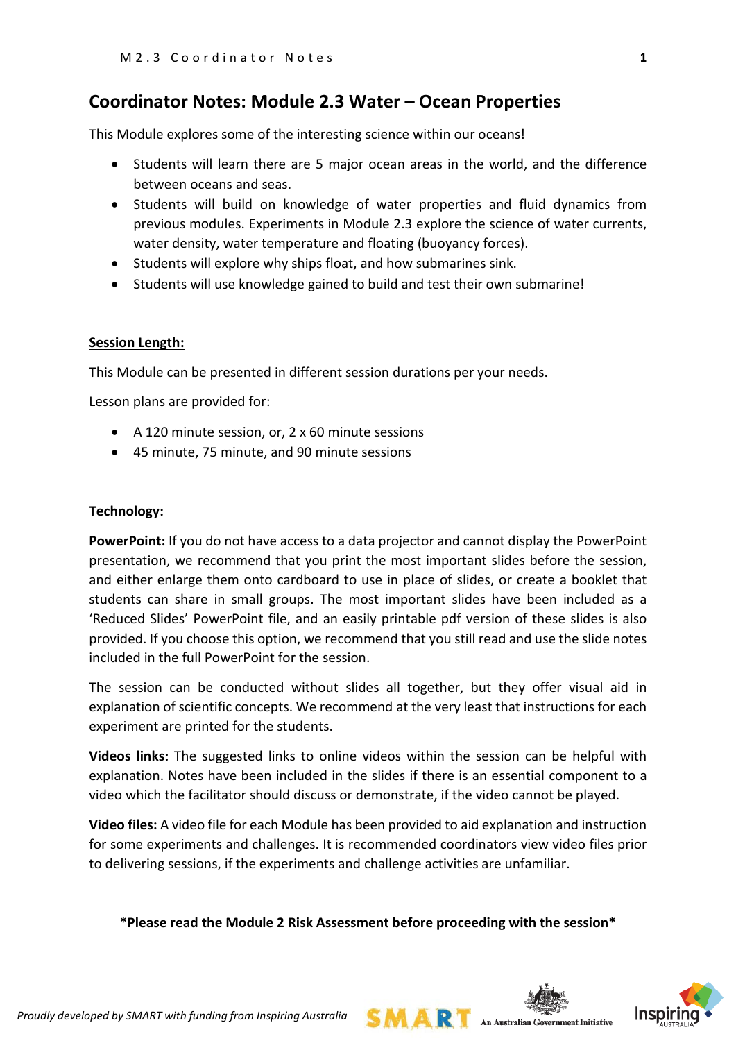# Coordinator Notes: Module 2.3 Water – Ocean Properties

This Module explores some of the interesting science within our oceans!

- Students will learn there are 5 major ocean areas in the world, and the difference between oceans and seas.
- Students will build on knowledge of water properties and fluid dynamics from previous modules. Experiments in Module 2.3 explore the science of water currents, water density, water temperature and floating (buoyancy forces).
- Students will explore why ships float, and how submarines sink.
- Students will use knowledge gained to build and test their own submarine!

## Session Length:

This Module can be presented in different session durations per your needs.

Lesson plans are provided for:

- A 120 minute session, or, 2 x 60 minute sessions
- 45 minute, 75 minute, and 90 minute sessions

## Technology:

**PowerPoint:** If you do not have access to a data projector and cannot display the PowerPoint presentation, we recommend that you print the most important slides before the session, and either enlarge them onto cardboard to use in place of slides, or create a booklet that students can share in small groups. The most important slides have been included as a 'Reduced Slides' PowerPoint file, and an easily printable pdf version of these slides is also provided. If you choose this option, we recommend that you still read and use the slide notes included in the full PowerPoint for the session.

The session can be conducted without slides all together, but they offer visual aid in explanation of scientific concepts. We recommend at the very least that instructions for each experiment are printed for the students.

**Videos links:** The suggested links to online videos within the session can be helpful with explanation. Notes have been included in the slides if there is an essential component to a video which the facilitator should discuss or demonstrate, if the video cannot be played.

**Video files:** A video file for each Module has been provided to aid explanation and instruction for some experiments and challenges. It is recommended coordinators view video files prior to delivering sessions, if the experiments and challenge activities are unfamiliar.

**\*Please read the Module 2 Risk Assessment before proceeding with the session\***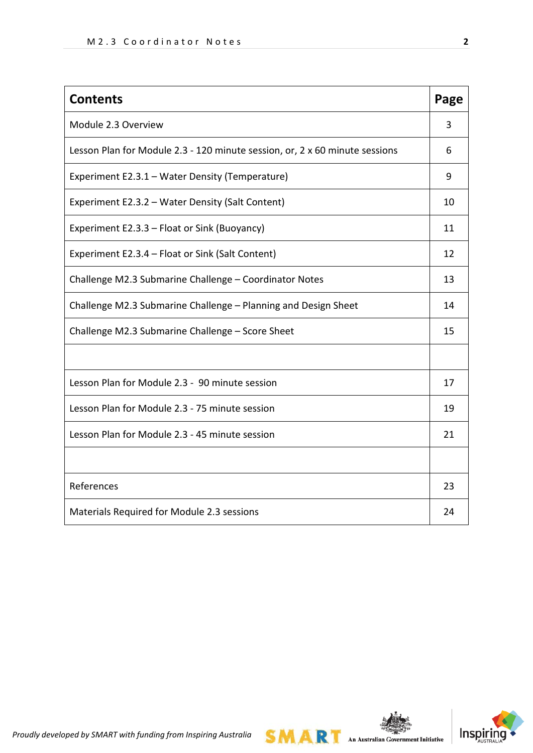| Contents | Page |
|---|---|
| Module 2.3 Overview | 3 |
| Lesson Plan for Module 2.3 - 120 minute session, or, 2 x 60 minute sessions | 6 |
| Experiment E2.3.1 – Water Density (Temperature) | 9 |
| Experiment E2.3.2 – Water Density (Salt Content) | 10 |
| Experiment E2.3.3 – Float or Sink (Buoyancy) | 11 |
| Experiment E2.3.4 – Float or Sink (Salt Content) | 12 |
| Challenge M2.3 Submarine Challenge – Coordinator Notes | 13 |
| Challenge M2.3 Submarine Challenge – Planning and Design Sheet | 14 |
| Challenge M2.3 Submarine Challenge – Score Sheet | 15 |
| | |
| Lesson Plan for Module 2.3 - 90 minute session | 17 |
| Lesson Plan for Module 2.3 - 75 minute session | 19 |
| Lesson Plan for Module 2.3 - 45 minute session | 21 |
| | |
| References | 23 |
| Materials Required for Module 2.3 sessions | 24 |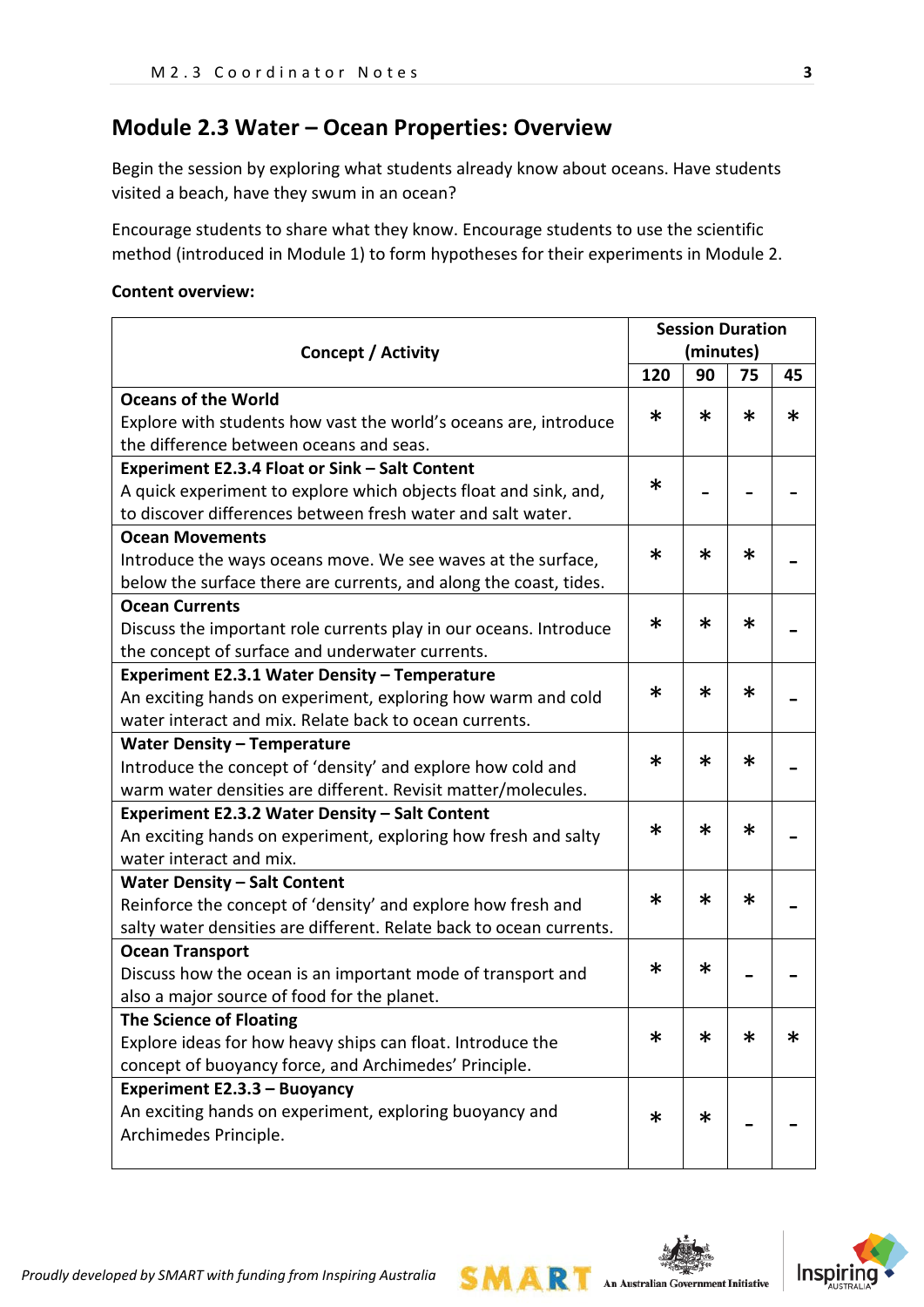## Module 2.3 Water – Ocean Properties: Overview

Begin the session by exploring what students already know about oceans. Have students visited a beach, have they swum in an ocean?

Encourage students to share what they know. Encourage students to use the scientific method (introduced in Module 1) to form hypotheses for their experiments in Module 2.

**Content overview:**

| Concept / Activity | Session Duration (minutes) | | | |
|---|---|---|---|---|
| | 120 | 90 | 75 | 45 |
| **Oceans of the World**<br>Explore with students how vast the world's oceans are, introduce the difference between oceans and seas. | * | * | * | * |
| **Experiment E2.3.4 Float or Sink – Salt Content**<br>A quick experiment to explore which objects float and sink, and, to discover differences between fresh water and salt water. | * | - | - | - |
| **Ocean Movements**<br>Introduce the ways oceans move. We see waves at the surface, below the surface there are currents, and along the coast, tides. | * | * | * | - |
| **Ocean Currents**<br>Discuss the important role currents play in our oceans. Introduce the concept of surface and underwater currents. | * | * | * | - |
| **Experiment E2.3.1 Water Density – Temperature**<br>An exciting hands on experiment, exploring how warm and cold water interact and mix. Relate back to ocean currents. | * | * | * | - |
| **Water Density – Temperature**<br>Introduce the concept of 'density' and explore how cold and warm water densities are different. Revisit matter/molecules. | * | * | * | - |
| **Experiment E2.3.2 Water Density – Salt Content**<br>An exciting hands on experiment, exploring how fresh and salty water interact and mix. | * | * | * | - |
| **Water Density – Salt Content**<br>Reinforce the concept of 'density' and explore how fresh and salty water densities are different. Relate back to ocean currents. | * | * | * | - |
| **Ocean Transport**<br>Discuss how the ocean is an important mode of transport and also a major source of food for the planet. | * | * | - | - |
| **The Science of Floating**<br>Explore ideas for how heavy ships can float. Introduce the concept of buoyancy force, and Archimedes' Principle. | * | * | * | * |
| **Experiment E2.3.3 – Buoyancy**<br>An exciting hands on experiment, exploring buoyancy and Archimedes Principle. | * | * | - | - |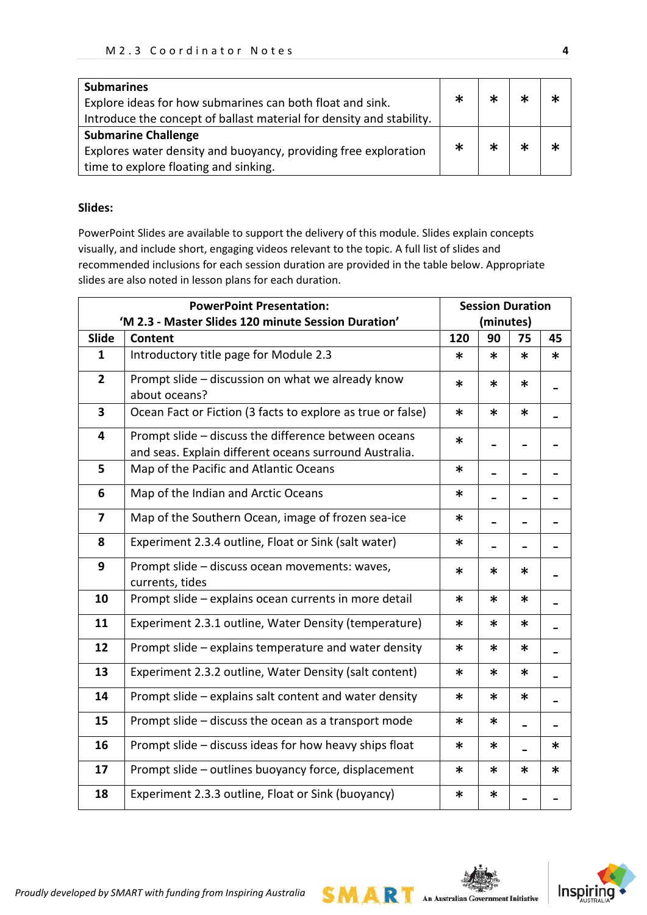| | | | | |
|---|---|---|---|---|
| **Submarines**<br>Explore ideas for how submarines can both float and sink.<br>Introduce the concept of ballast material for density and stability. | * | * | * | * |
| **Submarine Challenge**<br>Explores water density and buoyancy, providing free exploration time to explore floating and sinking. | * | * | * | * |

**Slides:**

PowerPoint Slides are available to support the delivery of this module. Slides explain concepts visually, and include short, engaging videos relevant to the topic. A full list of slides and recommended inclusions for each session duration are provided in the table below. Appropriate slides are also noted in lesson plans for each duration.

| **PowerPoint Presentation: 'M 2.3 - Master Slides 120 minute Session Duration'** | | **Session Duration (minutes)** | | | |
|---|---|---|---|---|---|
| **Slide** | **Content** | **120** | **90** | **75** | **45** |
| **1** | Introductory title page for Module 2.3 | * | * | * | * |
| **2** | Prompt slide – discussion on what we already know about oceans? | * | * | * | - |
| **3** | Ocean Fact or Fiction (3 facts to explore as true or false) | * | * | * | - |
| **4** | Prompt slide – discuss the difference between oceans and seas. Explain different oceans surround Australia. | * | - | - | - |
| **5** | Map of the Pacific and Atlantic Oceans | * | - | - | - |
| **6** | Map of the Indian and Arctic Oceans | * | - | - | - |
| **7** | Map of the Southern Ocean, image of frozen sea-ice | * | - | - | - |
| **8** | Experiment 2.3.4 outline, Float or Sink (salt water) | * | - | - | - |
| **9** | Prompt slide – discuss ocean movements: waves, currents, tides | * | * | * | - |
| **10** | Prompt slide – explains ocean currents in more detail | * | * | * | - |
| **11** | Experiment 2.3.1 outline, Water Density (temperature) | * | * | * | - |
| **12** | Prompt slide – explains temperature and water density | * | * | * | - |
| **13** | Experiment 2.3.2 outline, Water Density (salt content) | * | * | * | - |
| **14** | Prompt slide – explains salt content and water density | * | * | * | - |
| **15** | Prompt slide – discuss the ocean as a transport mode | * | * | - | - |
| **16** | Prompt slide – discuss ideas for how heavy ships float | * | * | - | * |
| **17** | Prompt slide – outlines buoyancy force, displacement | * | * | * | * |
| **18** | Experiment 2.3.3 outline, Float or Sink (buoyancy) | * | * | - | - |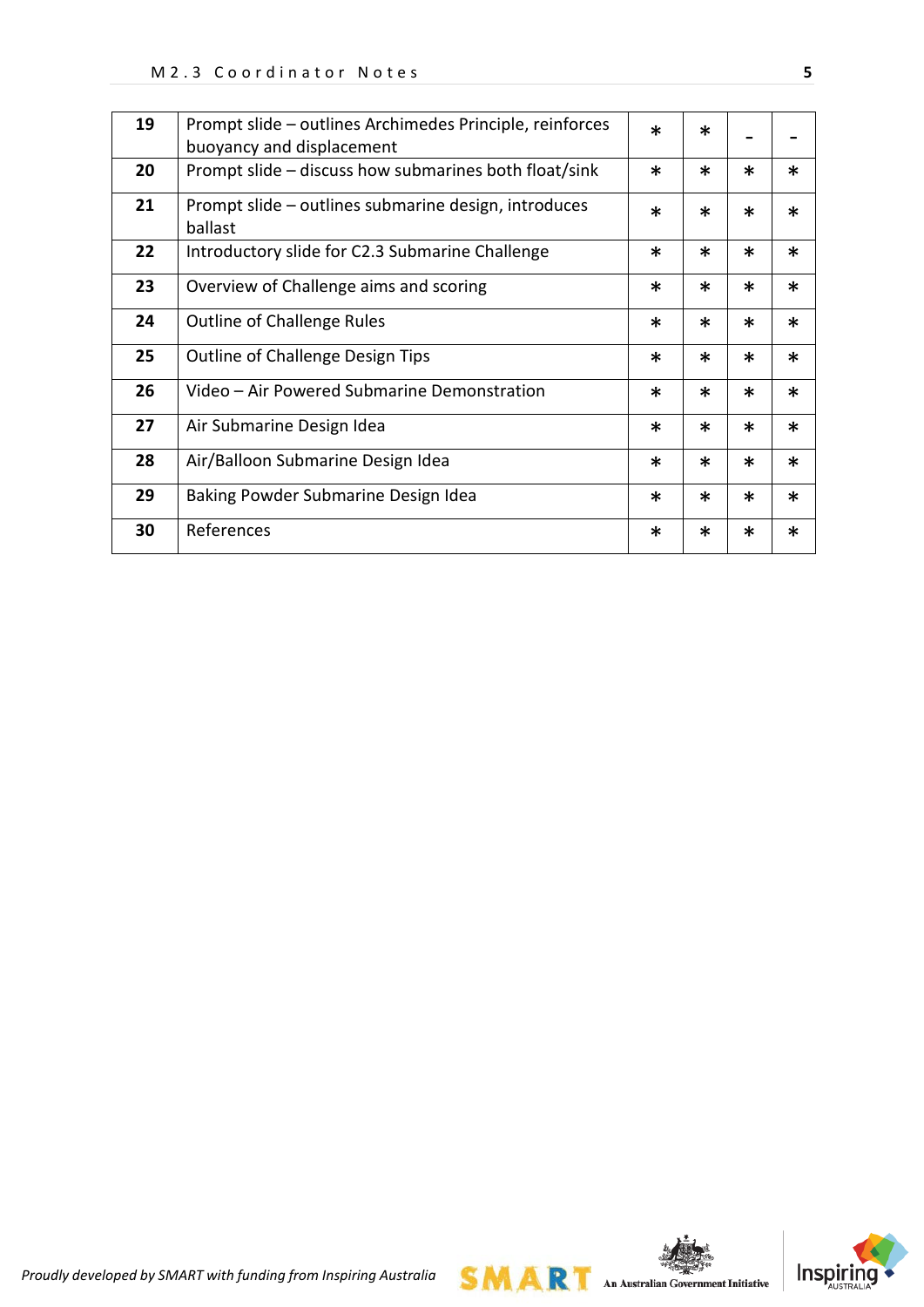| | | | | | |
|---|---|---|---|---|---|
| **19** | Prompt slide – outlines Archimedes Principle, reinforces buoyancy and displacement | * | * | - | - |
| **20** | Prompt slide – discuss how submarines both float/sink | * | * | * | * |
| **21** | Prompt slide – outlines submarine design, introduces ballast | * | * | * | * |
| **22** | Introductory slide for C2.3 Submarine Challenge | * | * | * | * |
| **23** | Overview of Challenge aims and scoring | * | * | * | * |
| **24** | Outline of Challenge Rules | * | * | * | * |
| **25** | Outline of Challenge Design Tips | * | * | * | * |
| **26** | Video – Air Powered Submarine Demonstration | * | * | * | * |
| **27** | Air Submarine Design Idea | * | * | * | * |
| **28** | Air/Balloon Submarine Design Idea | * | * | * | * |
| **29** | Baking Powder Submarine Design Idea | * | * | * | * |
| **30** | References | * | * | * | * |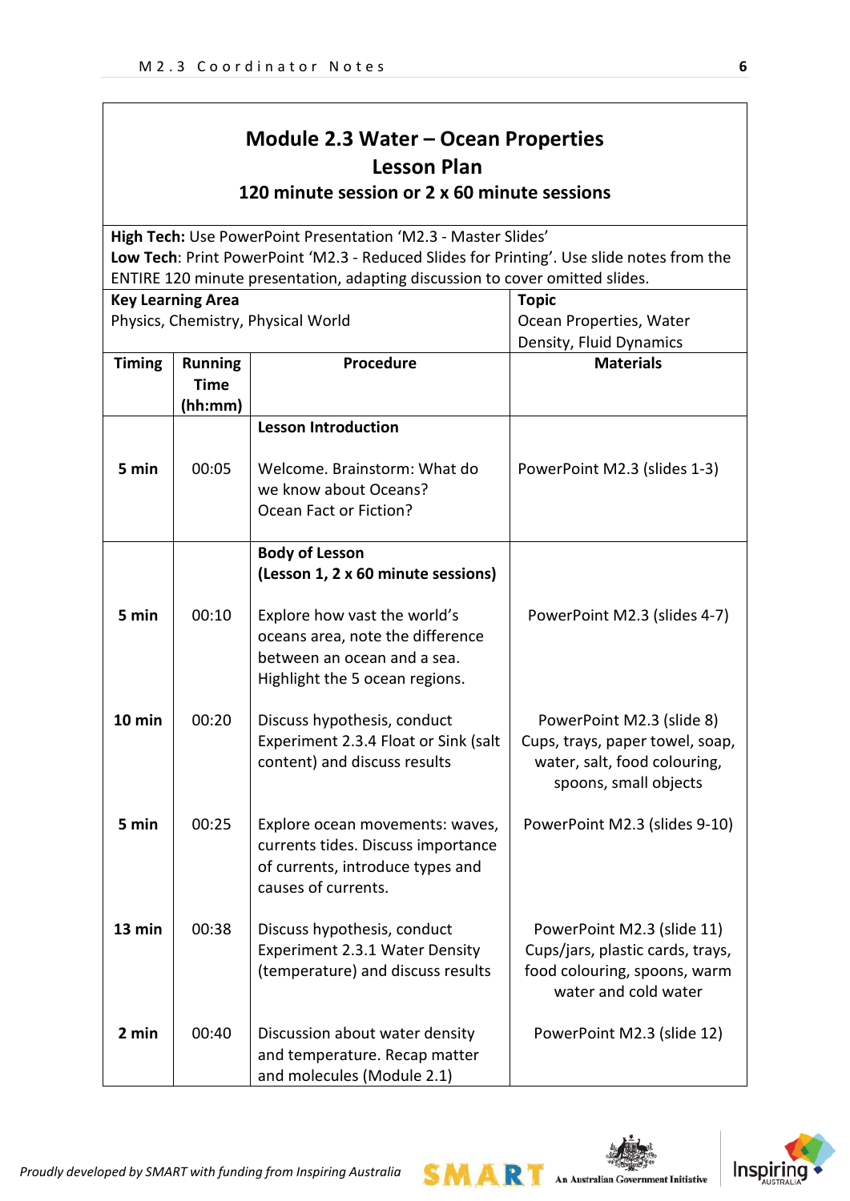# Module 2.3 Water – Ocean Properties

## Lesson Plan

### 120 minute session or 2 x 60 minute sessions

**High Tech:** Use PowerPoint Presentation 'M2.3 - Master Slides'
**Low Tech**: Print PowerPoint 'M2.3 - Reduced Slides for Printing'. Use slide notes from the ENTIRE 120 minute presentation, adapting discussion to cover omitted slides.

| **Key Learning Area** | **Topic** |
|---|---|
| Physics, Chemistry, Physical World | Ocean Properties, Water Density, Fluid Dynamics |

| Timing | Running Time (hh:mm) | Procedure | Materials |
|---|---|---|---|
| | | **Lesson Introduction** | |
| **5 min** | 00:05 | Welcome. Brainstorm: What do we know about Oceans? Ocean Fact or Fiction? | PowerPoint M2.3 (slides 1-3) |
| | | **Body of Lesson (Lesson 1, 2 x 60 minute sessions)** | |
| **5 min** | 00:10 | Explore how vast the world's oceans area, note the difference between an ocean and a sea. Highlight the 5 ocean regions. | PowerPoint M2.3 (slides 4-7) |
| **10 min** | 00:20 | Discuss hypothesis, conduct Experiment 2.3.4 Float or Sink (salt content) and discuss results | PowerPoint M2.3 (slide 8) Cups, trays, paper towel, soap, water, salt, food colouring, spoons, small objects |
| **5 min** | 00:25 | Explore ocean movements: waves, currents tides. Discuss importance of currents, introduce types and causes of currents. | PowerPoint M2.3 (slides 9-10) |
| **13 min** | 00:38 | Discuss hypothesis, conduct Experiment 2.3.1 Water Density (temperature) and discuss results | PowerPoint M2.3 (slide 11) Cups/jars, plastic cards, trays, food colouring, spoons, warm water and cold water |
| **2 min** | 00:40 | Discussion about water density and temperature. Recap matter and molecules (Module 2.1) | PowerPoint M2.3 (slide 12) |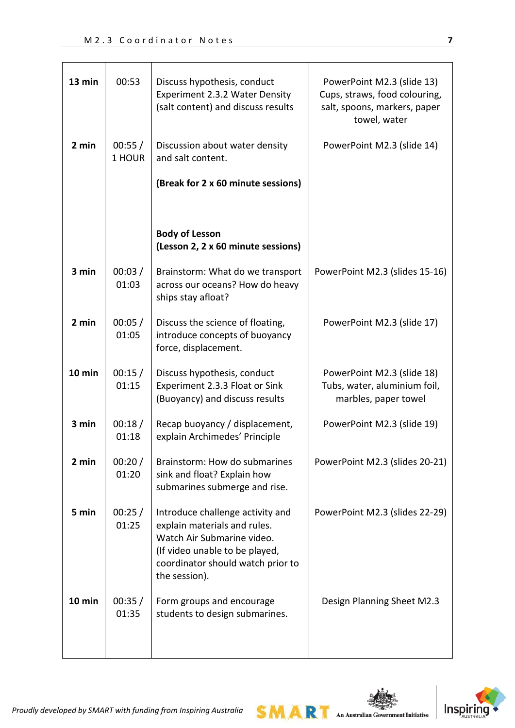| | | | |
|---|---|---|---|
| **13 min** | 00:53 | Discuss hypothesis, conduct Experiment 2.3.2 Water Density (salt content) and discuss results | PowerPoint M2.3 (slide 13) Cups, straws, food colouring, salt, spoons, markers, paper towel, water |
| **2 min** | 00:55 / 1 HOUR | Discussion about water density and salt content.<br><br>**(Break for 2 x 60 minute sessions)** | PowerPoint M2.3 (slide 14) |
| | | **Body of Lesson (Lesson 2, 2 x 60 minute sessions)** | |
| **3 min** | 00:03 / 01:03 | Brainstorm: What do we transport across our oceans? How do heavy ships stay afloat? | PowerPoint M2.3 (slides 15-16) |
| **2 min** | 00:05 / 01:05 | Discuss the science of floating, introduce concepts of buoyancy force, displacement. | PowerPoint M2.3 (slide 17) |
| **10 min** | 00:15 / 01:15 | Discuss hypothesis, conduct Experiment 2.3.3 Float or Sink (Buoyancy) and discuss results | PowerPoint M2.3 (slide 18) Tubs, water, aluminium foil, marbles, paper towel |
| **3 min** | 00:18 / 01:18 | Recap buoyancy / displacement, explain Archimedes' Principle | PowerPoint M2.3 (slide 19) |
| **2 min** | 00:20 / 01:20 | Brainstorm: How do submarines sink and float? Explain how submarines submerge and rise. | PowerPoint M2.3 (slides 20-21) |
| **5 min** | 00:25 / 01:25 | Introduce challenge activity and explain materials and rules. Watch Air Submarine video. (If video unable to be played, coordinator should watch prior to the session). | PowerPoint M2.3 (slides 22-29) |
| **10 min** | 00:35 / 01:35 | Form groups and encourage students to design submarines. | Design Planning Sheet M2.3 |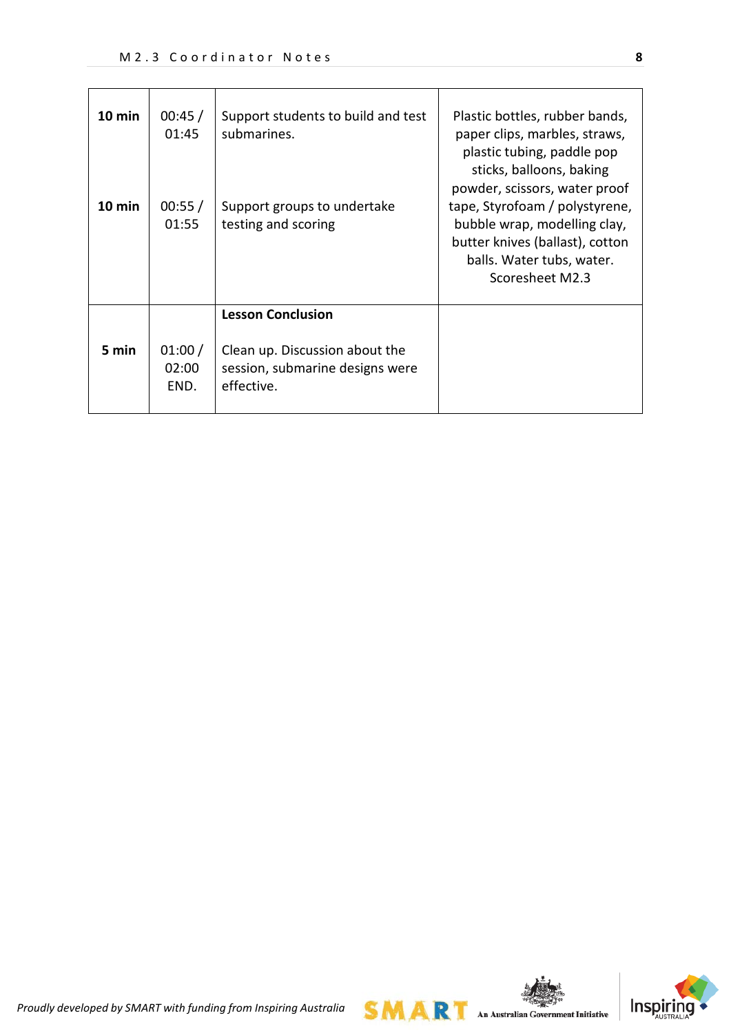| | | | |
|---|---|---|---|
| **10 min** | 00:45 / 01:45 | Support students to build and test submarines. | Plastic bottles, rubber bands, paper clips, marbles, straws, plastic tubing, paddle pop sticks, balloons, baking powder, scissors, water proof tape, Styrofoam / polystyrene, bubble wrap, modelling clay, butter knives (ballast), cotton balls. Water tubs, water. Scoresheet M2.3 |
| **10 min** | 00:55 / 01:55 | Support groups to undertake testing and scoring | |
| | | **Lesson Conclusion** | |
| **5 min** | 01:00 / 02:00 END. | Clean up. Discussion about the session, submarine designs were effective. | |

*Proudly developed by SMART with funding from Inspiring Australia*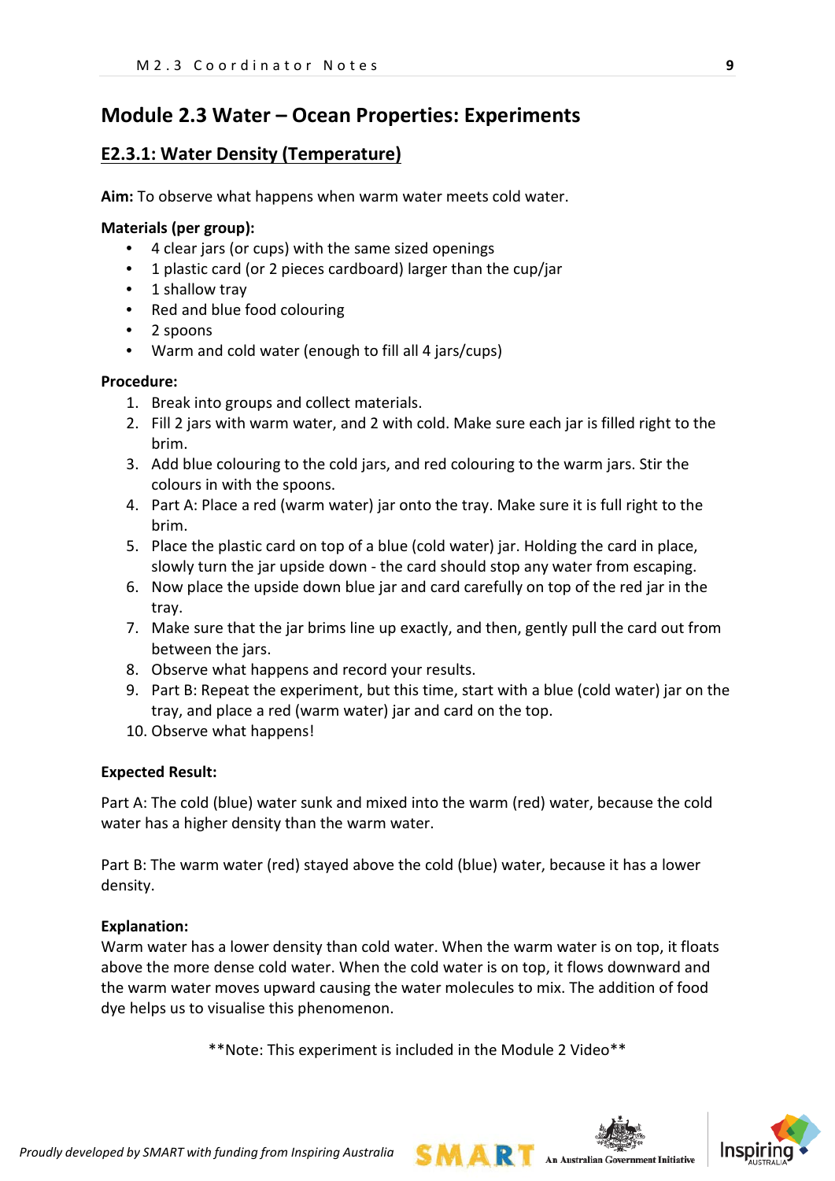# Module 2.3 Water – Ocean Properties: Experiments

## E2.3.1: Water Density (Temperature)

**Aim:** To observe what happens when warm water meets cold water.

**Materials (per group):**

- 4 clear jars (or cups) with the same sized openings
- 1 plastic card (or 2 pieces cardboard) larger than the cup/jar
- 1 shallow tray
- Red and blue food colouring
- 2 spoons
- Warm and cold water (enough to fill all 4 jars/cups)

**Procedure:**

1. Break into groups and collect materials.
2. Fill 2 jars with warm water, and 2 with cold. Make sure each jar is filled right to the brim.
3. Add blue colouring to the cold jars, and red colouring to the warm jars. Stir the colours in with the spoons.
4. Part A: Place a red (warm water) jar onto the tray. Make sure it is full right to the brim.
5. Place the plastic card on top of a blue (cold water) jar. Holding the card in place, slowly turn the jar upside down - the card should stop any water from escaping.
6. Now place the upside down blue jar and card carefully on top of the red jar in the tray.
7. Make sure that the jar brims line up exactly, and then, gently pull the card out from between the jars.
8. Observe what happens and record your results.
9. Part B: Repeat the experiment, but this time, start with a blue (cold water) jar on the tray, and place a red (warm water) jar and card on the top.
10. Observe what happens!

**Expected Result:**

Part A: The cold (blue) water sunk and mixed into the warm (red) water, because the cold water has a higher density than the warm water.

Part B: The warm water (red) stayed above the cold (blue) water, because it has a lower density.

**Explanation:**
Warm water has a lower density than cold water. When the warm water is on top, it floats above the more dense cold water. When the cold water is on top, it flows downward and the warm water moves upward causing the water molecules to mix. The addition of food dye helps us to visualise this phenomenon.

**Note: This experiment is included in the Module 2 Video**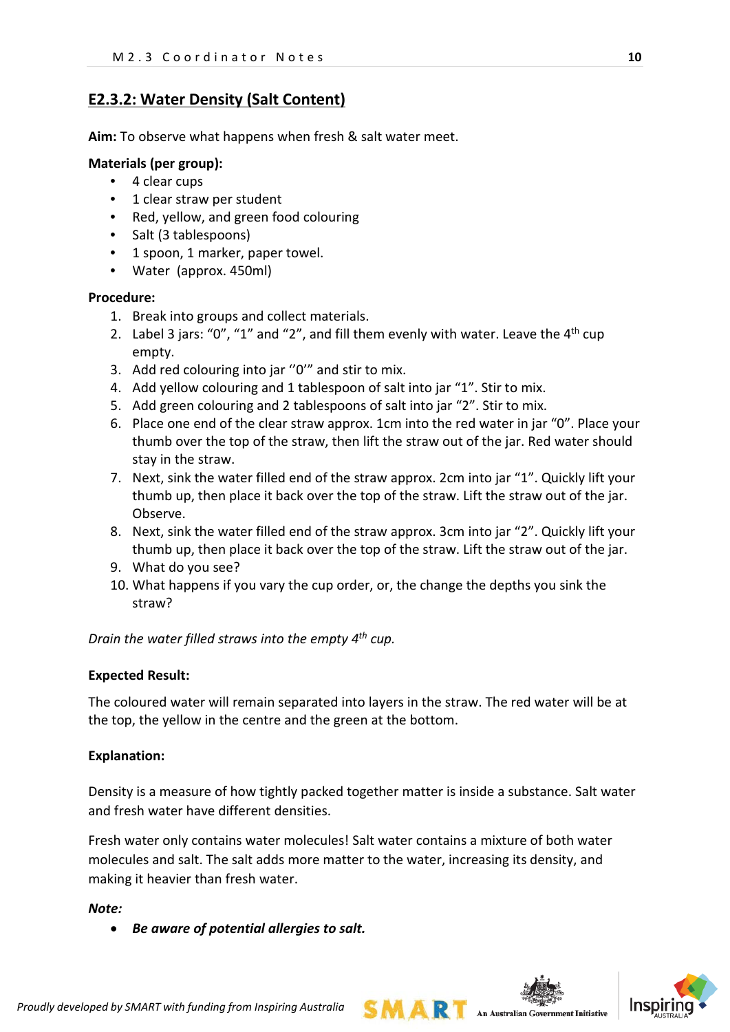## E2.3.2: Water Density (Salt Content)

**Aim:** To observe what happens when fresh & salt water meet.

**Materials (per group):**

- 4 clear cups
- 1 clear straw per student
- Red, yellow, and green food colouring
- Salt (3 tablespoons)
- 1 spoon, 1 marker, paper towel.
- Water (approx. 450ml)

**Procedure:**

1. Break into groups and collect materials.
2. Label 3 jars: "0", "1" and "2", and fill them evenly with water. Leave the 4th cup empty.
3. Add red colouring into jar ''0'" and stir to mix.
4. Add yellow colouring and 1 tablespoon of salt into jar "1". Stir to mix.
5. Add green colouring and 2 tablespoons of salt into jar "2". Stir to mix.
6. Place one end of the clear straw approx. 1cm into the red water in jar "0". Place your thumb over the top of the straw, then lift the straw out of the jar. Red water should stay in the straw.
7. Next, sink the water filled end of the straw approx. 2cm into jar "1". Quickly lift your thumb up, then place it back over the top of the straw. Lift the straw out of the jar. Observe.
8. Next, sink the water filled end of the straw approx. 3cm into jar "2". Quickly lift your thumb up, then place it back over the top of the straw. Lift the straw out of the jar.
9. What do you see?
10. What happens if you vary the cup order, or, the change the depths you sink the straw?

*Drain the water filled straws into the empty 4th cup.*

**Expected Result:**

The coloured water will remain separated into layers in the straw. The red water will be at the top, the yellow in the centre and the green at the bottom.

**Explanation:**

Density is a measure of how tightly packed together matter is inside a substance. Salt water and fresh water have different densities.

Fresh water only contains water molecules! Salt water contains a mixture of both water molecules and salt. The salt adds more matter to the water, increasing its density, and making it heavier than fresh water.

***Note:***

- ***Be aware of potential allergies to salt.***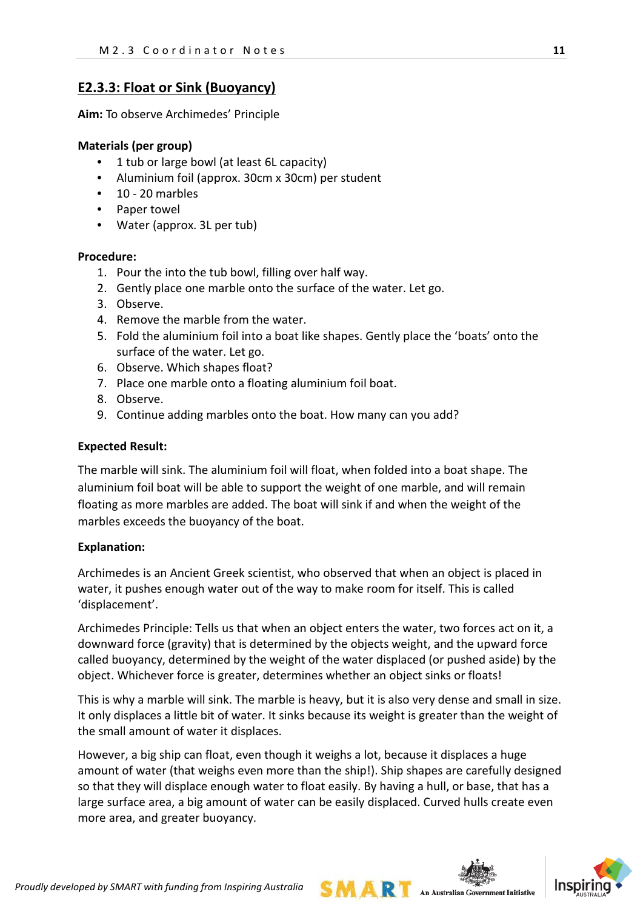## E2.3.3: Float or Sink (Buoyancy)

**Aim:** To observe Archimedes' Principle

**Materials (per group)**

- 1 tub or large bowl (at least 6L capacity)
- Aluminium foil (approx. 30cm x 30cm) per student
- 10 - 20 marbles
- Paper towel
- Water (approx. 3L per tub)

**Procedure:**

1. Pour the into the tub bowl, filling over half way.
2. Gently place one marble onto the surface of the water. Let go.
3. Observe.
4. Remove the marble from the water.
5. Fold the aluminium foil into a boat like shapes. Gently place the 'boats' onto the surface of the water. Let go.
6. Observe. Which shapes float?
7. Place one marble onto a floating aluminium foil boat.
8. Observe.
9. Continue adding marbles onto the boat. How many can you add?

**Expected Result:**

The marble will sink. The aluminium foil will float, when folded into a boat shape. The aluminium foil boat will be able to support the weight of one marble, and will remain floating as more marbles are added. The boat will sink if and when the weight of the marbles exceeds the buoyancy of the boat.

**Explanation:**

Archimedes is an Ancient Greek scientist, who observed that when an object is placed in water, it pushes enough water out of the way to make room for itself. This is called 'displacement'.

Archimedes Principle: Tells us that when an object enters the water, two forces act on it, a downward force (gravity) that is determined by the objects weight, and the upward force called buoyancy, determined by the weight of the water displaced (or pushed aside) by the object. Whichever force is greater, determines whether an object sinks or floats!

This is why a marble will sink. The marble is heavy, but it is also very dense and small in size. It only displaces a little bit of water. It sinks because its weight is greater than the weight of the small amount of water it displaces.

However, a big ship can float, even though it weighs a lot, because it displaces a huge amount of water (that weighs even more than the ship!). Ship shapes are carefully designed so that they will displace enough water to float easily. By having a hull, or base, that has a large surface area, a big amount of water can be easily displaced. Curved hulls create even more area, and greater buoyancy.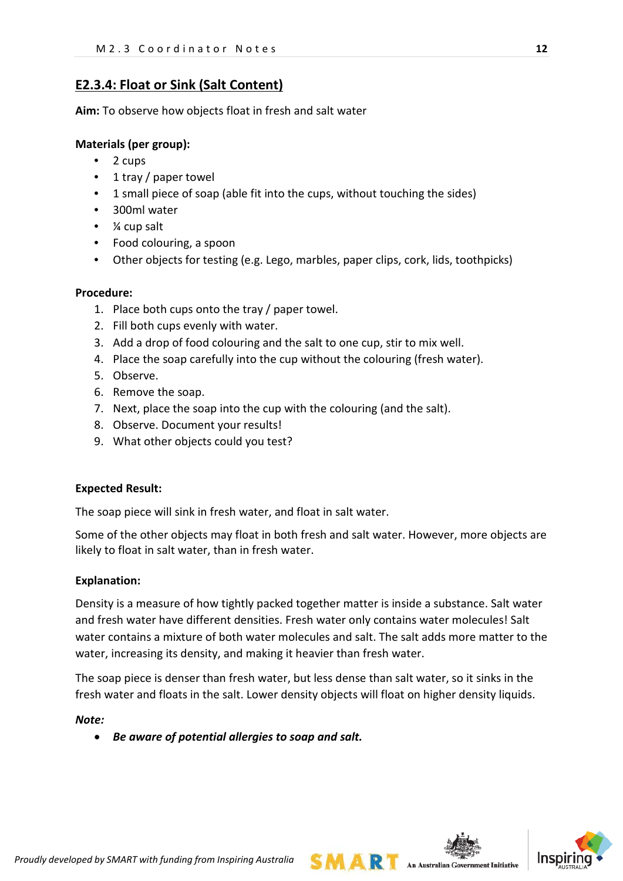## E2.3.4: Float or Sink (Salt Content)

**Aim:** To observe how objects float in fresh and salt water

**Materials (per group):**

- 2 cups
- 1 tray / paper towel
- 1 small piece of soap (able fit into the cups, without touching the sides)
- 300ml water
- ¼ cup salt
- Food colouring, a spoon
- Other objects for testing (e.g. Lego, marbles, paper clips, cork, lids, toothpicks)

**Procedure:**

1. Place both cups onto the tray / paper towel.
2. Fill both cups evenly with water.
3. Add a drop of food colouring and the salt to one cup, stir to mix well.
4. Place the soap carefully into the cup without the colouring (fresh water).
5. Observe.
6. Remove the soap.
7. Next, place the soap into the cup with the colouring (and the salt).
8. Observe. Document your results!
9. What other objects could you test?

**Expected Result:**

The soap piece will sink in fresh water, and float in salt water.

Some of the other objects may float in both fresh and salt water. However, more objects are likely to float in salt water, than in fresh water.

**Explanation:**

Density is a measure of how tightly packed together matter is inside a substance. Salt water and fresh water have different densities. Fresh water only contains water molecules! Salt water contains a mixture of both water molecules and salt. The salt adds more matter to the water, increasing its density, and making it heavier than fresh water.

The soap piece is denser than fresh water, but less dense than salt water, so it sinks in the fresh water and floats in the salt. Lower density objects will float on higher density liquids.

***Note:***

- ***Be aware of potential allergies to soap and salt.***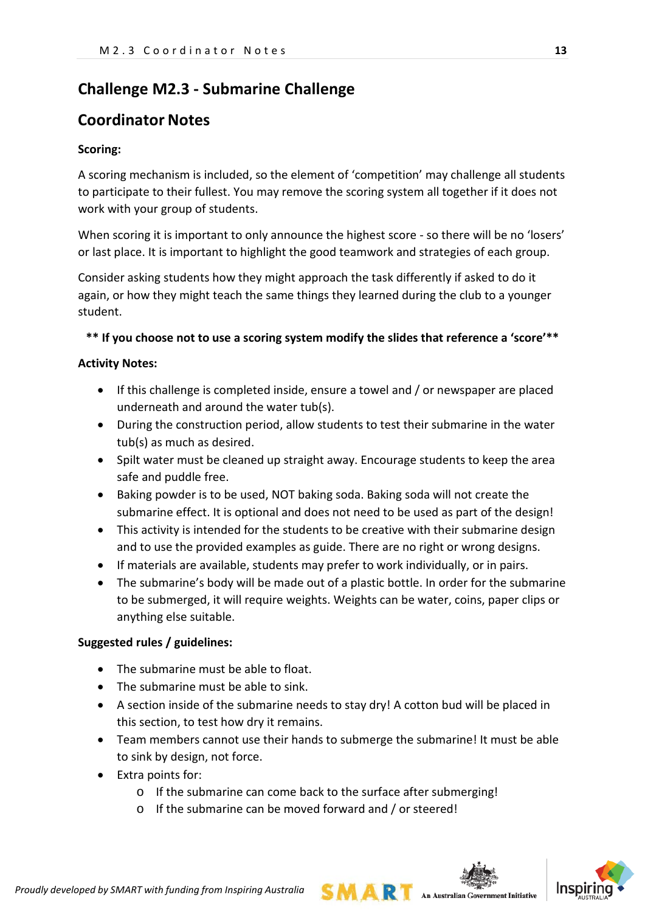# Challenge M2.3 - Submarine Challenge

## Coordinator Notes

**Scoring:**

A scoring mechanism is included, so the element of 'competition' may challenge all students to participate to their fullest. You may remove the scoring system all together if it does not work with your group of students.

When scoring it is important to only announce the highest score - so there will be no 'losers' or last place. It is important to highlight the good teamwork and strategies of each group.

Consider asking students how they might approach the task differently if asked to do it again, or how they might teach the same things they learned during the club to a younger student.

**\*\* If you choose not to use a scoring system modify the slides that reference a 'score'\*\***

**Activity Notes:**

- If this challenge is completed inside, ensure a towel and / or newspaper are placed underneath and around the water tub(s).
- During the construction period, allow students to test their submarine in the water tub(s) as much as desired.
- Spilt water must be cleaned up straight away. Encourage students to keep the area safe and puddle free.
- Baking powder is to be used, NOT baking soda. Baking soda will not create the submarine effect. It is optional and does not need to be used as part of the design!
- This activity is intended for the students to be creative with their submarine design and to use the provided examples as guide. There are no right or wrong designs.
- If materials are available, students may prefer to work individually, or in pairs.
- The submarine's body will be made out of a plastic bottle. In order for the submarine to be submerged, it will require weights. Weights can be water, coins, paper clips or anything else suitable.

**Suggested rules / guidelines:**

- The submarine must be able to float.
- The submarine must be able to sink.
- A section inside of the submarine needs to stay dry! A cotton bud will be placed in this section, to test how dry it remains.
- Team members cannot use their hands to submerge the submarine! It must be able to sink by design, not force.
- Extra points for:
  - If the submarine can come back to the surface after submerging!
  - If the submarine can be moved forward and / or steered!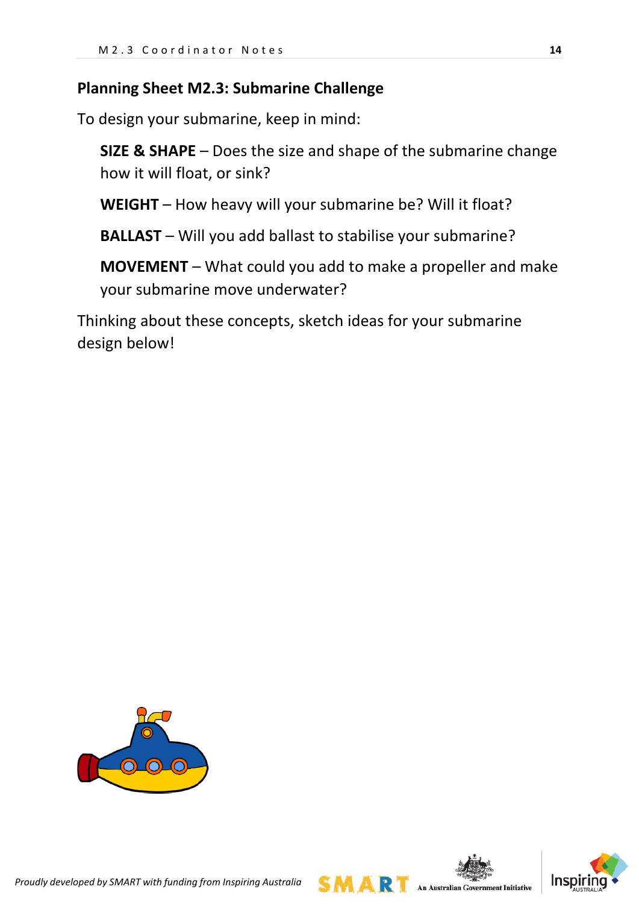## Planning Sheet M2.3: Submarine Challenge

To design your submarine, keep in mind:

**SIZE & SHAPE** – Does the size and shape of the submarine change how it will float, or sink?

**WEIGHT** – How heavy will your submarine be? Will it float?

**BALLAST** – Will you add ballast to stabilise your submarine?

**MOVEMENT** – What could you add to make a propeller and make your submarine move underwater?

Thinking about these concepts, sketch ideas for your submarine design below!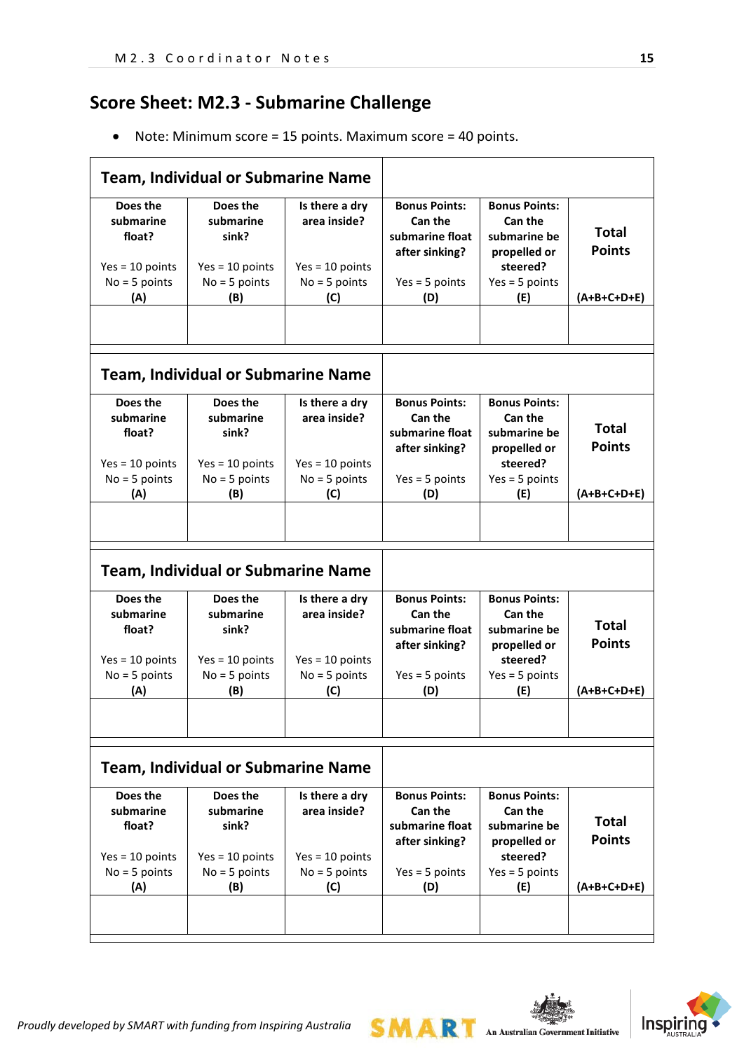## Score Sheet: M2.3 - Submarine Challenge

- Note: Minimum score = 15 points. Maximum score = 40 points.

| Team, Individual or Submarine Name | | | | | |
|---|---|---|---|---|---|
| **Does the submarine float?**<br>Yes = 10 points<br>No = 5 points<br>**(A)** | **Does the submarine sink?**<br>Yes = 10 points<br>No = 5 points<br>**(B)** | **Is there a dry area inside?**<br>Yes = 10 points<br>No = 5 points<br>**(C)** | **Bonus Points: Can the submarine float after sinking?**<br>Yes = 5 points<br>**(D)** | **Bonus Points: Can the submarine be propelled or steered?**<br>Yes = 5 points<br>**(E)** | **Total Points**<br>**(A+B+C+D+E)** |
| | | | | | |

| Team, Individual or Submarine Name | | | | | |
|---|---|---|---|---|---|
| **Does the submarine float?**<br>Yes = 10 points<br>No = 5 points<br>**(A)** | **Does the submarine sink?**<br>Yes = 10 points<br>No = 5 points<br>**(B)** | **Is there a dry area inside?**<br>Yes = 10 points<br>No = 5 points<br>**(C)** | **Bonus Points: Can the submarine float after sinking?**<br>Yes = 5 points<br>**(D)** | **Bonus Points: Can the submarine be propelled or steered?**<br>Yes = 5 points<br>**(E)** | **Total Points**<br>**(A+B+C+D+E)** |
| | | | | | |

| Team, Individual or Submarine Name | | | | | |
|---|---|---|---|---|---|
| **Does the submarine float?**<br>Yes = 10 points<br>No = 5 points<br>**(A)** | **Does the submarine sink?**<br>Yes = 10 points<br>No = 5 points<br>**(B)** | **Is there a dry area inside?**<br>Yes = 10 points<br>No = 5 points<br>**(C)** | **Bonus Points: Can the submarine float after sinking?**<br>Yes = 5 points<br>**(D)** | **Bonus Points: Can the submarine be propelled or steered?**<br>Yes = 5 points<br>**(E)** | **Total Points**<br>**(A+B+C+D+E)** |
| | | | | | |

| Team, Individual or Submarine Name | | | | | |
|---|---|---|---|---|---|
| **Does the submarine float?**<br>Yes = 10 points<br>No = 5 points<br>**(A)** | **Does the submarine sink?**<br>Yes = 10 points<br>No = 5 points<br>**(B)** | **Is there a dry area inside?**<br>Yes = 10 points<br>No = 5 points<br>**(C)** | **Bonus Points: Can the submarine float after sinking?**<br>Yes = 5 points<br>**(D)** | **Bonus Points: Can the submarine be propelled or steered?**<br>Yes = 5 points<br>**(E)** | **Total Points**<br>**(A+B+C+D+E)** |
| | | | | | |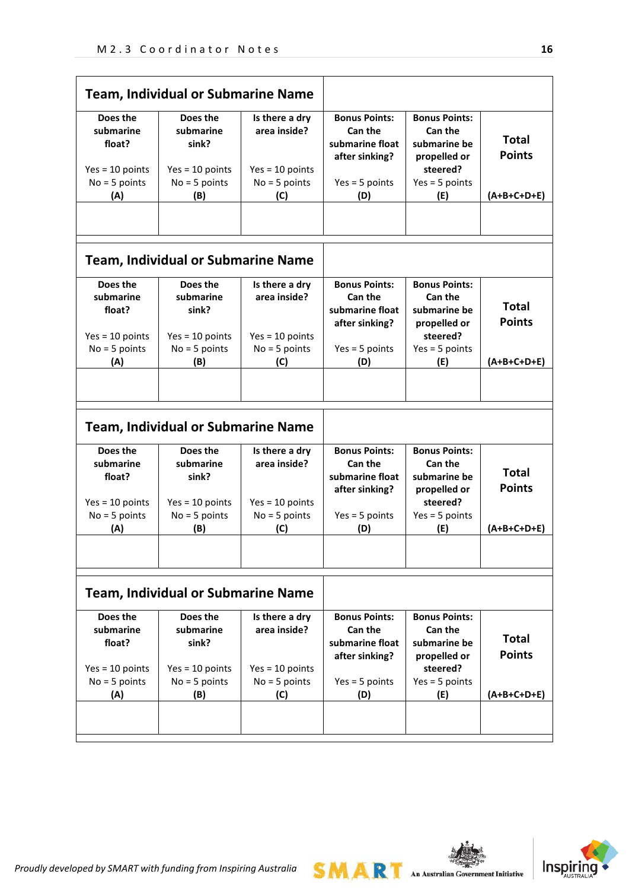| Team, Individual or Submarine Name | | | | | |
|---|---|---|---|---|---|
| **Does the submarine float?**<br><br>Yes = 10 points<br>No = 5 points<br>**(A)** | **Does the submarine sink?**<br><br>Yes = 10 points<br>No = 5 points<br>**(B)** | **Is there a dry area inside?**<br><br>Yes = 10 points<br>No = 5 points<br>**(C)** | **Bonus Points: Can the submarine float after sinking?**<br><br>Yes = 5 points<br>**(D)** | **Bonus Points: Can the submarine be propelled or steered?**<br>Yes = 5 points<br>**(E)** | **Total Points**<br><br>**(A+B+C+D+E)** |
| | | | | | |

| Team, Individual or Submarine Name | | | | | |
|---|---|---|---|---|---|
| **Does the submarine float?**<br><br>Yes = 10 points<br>No = 5 points<br>**(A)** | **Does the submarine sink?**<br><br>Yes = 10 points<br>No = 5 points<br>**(B)** | **Is there a dry area inside?**<br><br>Yes = 10 points<br>No = 5 points<br>**(C)** | **Bonus Points: Can the submarine float after sinking?**<br><br>Yes = 5 points<br>**(D)** | **Bonus Points: Can the submarine be propelled or steered?**<br>Yes = 5 points<br>**(E)** | **Total Points**<br><br>**(A+B+C+D+E)** |
| | | | | | |

| Team, Individual or Submarine Name | | | | | |
|---|---|---|---|---|---|
| **Does the submarine float?**<br><br>Yes = 10 points<br>No = 5 points<br>**(A)** | **Does the submarine sink?**<br><br>Yes = 10 points<br>No = 5 points<br>**(B)** | **Is there a dry area inside?**<br><br>Yes = 10 points<br>No = 5 points<br>**(C)** | **Bonus Points: Can the submarine float after sinking?**<br><br>Yes = 5 points<br>**(D)** | **Bonus Points: Can the submarine be propelled or steered?**<br>Yes = 5 points<br>**(E)** | **Total Points**<br><br>**(A+B+C+D+E)** |
| | | | | | |

| Team, Individual or Submarine Name | | | | | |
|---|---|---|---|---|---|
| **Does the submarine float?**<br><br>Yes = 10 points<br>No = 5 points<br>**(A)** | **Does the submarine sink?**<br><br>Yes = 10 points<br>No = 5 points<br>**(B)** | **Is there a dry area inside?**<br><br>Yes = 10 points<br>No = 5 points<br>**(C)** | **Bonus Points: Can the submarine float after sinking?**<br><br>Yes = 5 points<br>**(D)** | **Bonus Points: Can the submarine be propelled or steered?**<br>Yes = 5 points<br>**(E)** | **Total Points**<br><br>**(A+B+C+D+E)** |
| | | | | | |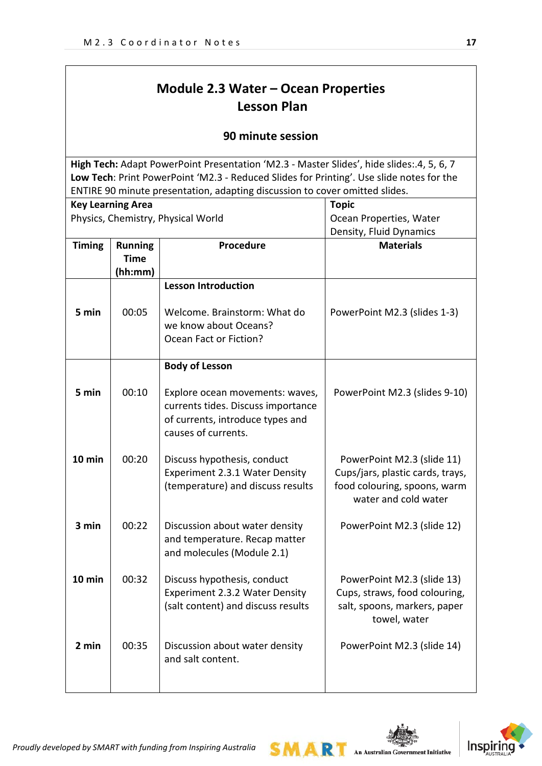# Module 2.3 Water – Ocean Properties
## Lesson Plan

### 90 minute session

**High Tech:** Adapt PowerPoint Presentation 'M2.3 - Master Slides', hide slides:.4, 5, 6, 7
**Low Tech**: Print PowerPoint 'M2.3 - Reduced Slides for Printing'. Use slide notes for the ENTIRE 90 minute presentation, adapting discussion to cover omitted slides.

| **Key Learning Area** | **Topic** |
|---|---|
| Physics, Chemistry, Physical World | Ocean Properties, Water Density, Fluid Dynamics |

| Timing | Running Time (hh:mm) | Procedure | Materials |
|---|---|---|---|
| | | **Lesson Introduction** | |
| **5 min** | 00:05 | Welcome. Brainstorm: What do we know about Oceans? Ocean Fact or Fiction? | PowerPoint M2.3 (slides 1-3) |
| | | **Body of Lesson** | |
| **5 min** | 00:10 | Explore ocean movements: waves, currents tides. Discuss importance of currents, introduce types and causes of currents. | PowerPoint M2.3 (slides 9-10) |
| **10 min** | 00:20 | Discuss hypothesis, conduct Experiment 2.3.1 Water Density (temperature) and discuss results | PowerPoint M2.3 (slide 11) Cups/jars, plastic cards, trays, food colouring, spoons, warm water and cold water |
| **3 min** | 00:22 | Discussion about water density and temperature. Recap matter and molecules (Module 2.1) | PowerPoint M2.3 (slide 12) |
| **10 min** | 00:32 | Discuss hypothesis, conduct Experiment 2.3.2 Water Density (salt content) and discuss results | PowerPoint M2.3 (slide 13) Cups, straws, food colouring, salt, spoons, markers, paper towel, water |
| **2 min** | 00:35 | Discussion about water density and salt content. | PowerPoint M2.3 (slide 14) |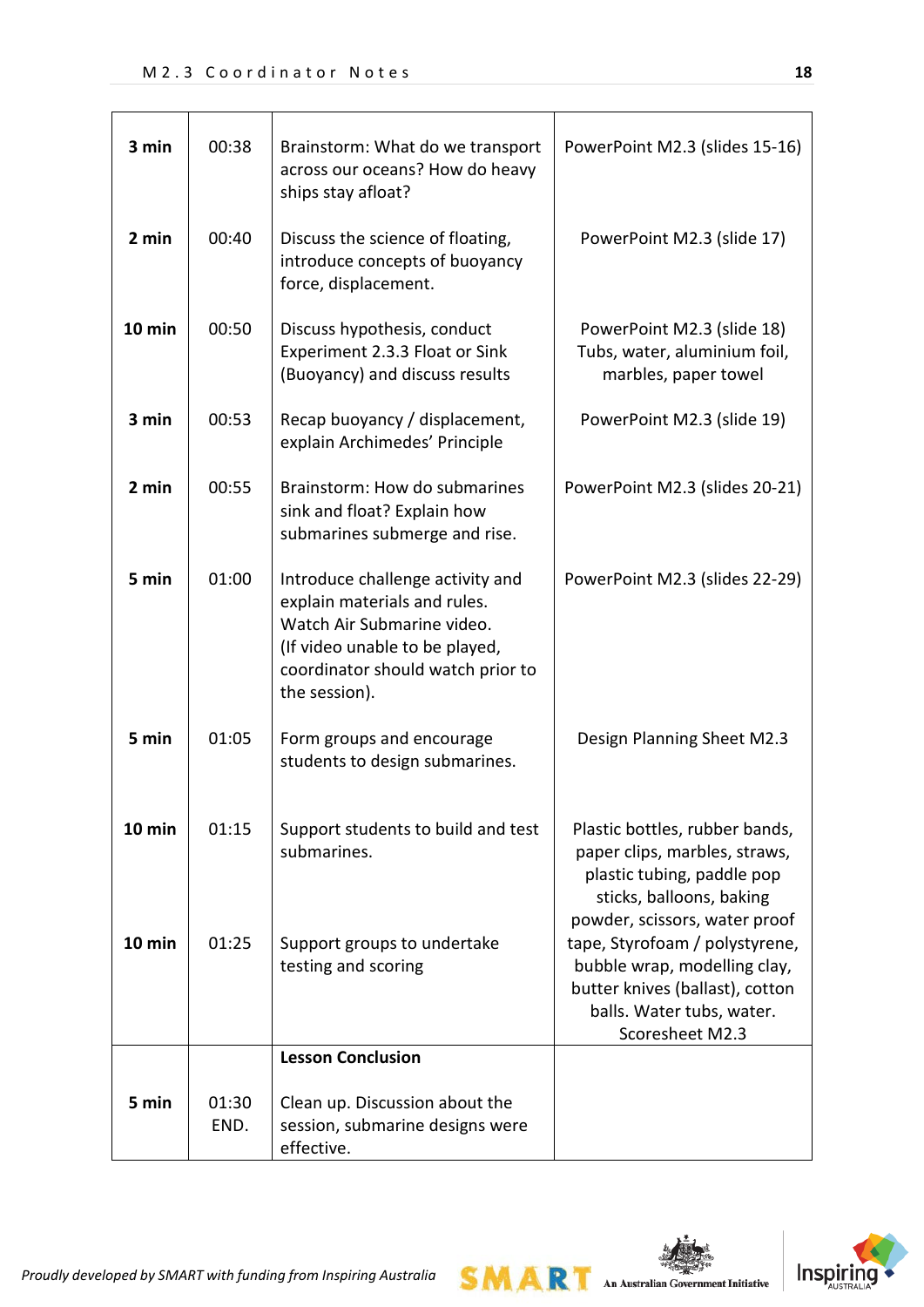| | | | |
|---|---|---|---|
| **3 min** | 00:38 | Brainstorm: What do we transport across our oceans? How do heavy ships stay afloat? | PowerPoint M2.3 (slides 15-16) |
| **2 min** | 00:40 | Discuss the science of floating, introduce concepts of buoyancy force, displacement. | PowerPoint M2.3 (slide 17) |
| **10 min** | 00:50 | Discuss hypothesis, conduct Experiment 2.3.3 Float or Sink (Buoyancy) and discuss results | PowerPoint M2.3 (slide 18) Tubs, water, aluminium foil, marbles, paper towel |
| **3 min** | 00:53 | Recap buoyancy / displacement, explain Archimedes' Principle | PowerPoint M2.3 (slide 19) |
| **2 min** | 00:55 | Brainstorm: How do submarines sink and float? Explain how submarines submerge and rise. | PowerPoint M2.3 (slides 20-21) |
| **5 min** | 01:00 | Introduce challenge activity and explain materials and rules. Watch Air Submarine video. (If video unable to be played, coordinator should watch prior to the session). | PowerPoint M2.3 (slides 22-29) |
| **5 min** | 01:05 | Form groups and encourage students to design submarines. | Design Planning Sheet M2.3 |
| **10 min** | 01:15 | Support students to build and test submarines. | Plastic bottles, rubber bands, paper clips, marbles, straws, plastic tubing, paddle pop sticks, balloons, baking powder, scissors, water proof tape, Styrofoam / polystyrene, bubble wrap, modelling clay, butter knives (ballast), cotton balls. Water tubs, water. Scoresheet M2.3 |
| **10 min** | 01:25 | Support groups to undertake testing and scoring | |
| | | **Lesson Conclusion** | |
| **5 min** | 01:30 END. | Clean up. Discussion about the session, submarine designs were effective. | |

*Proudly developed by SMART with funding from Inspiring Australia*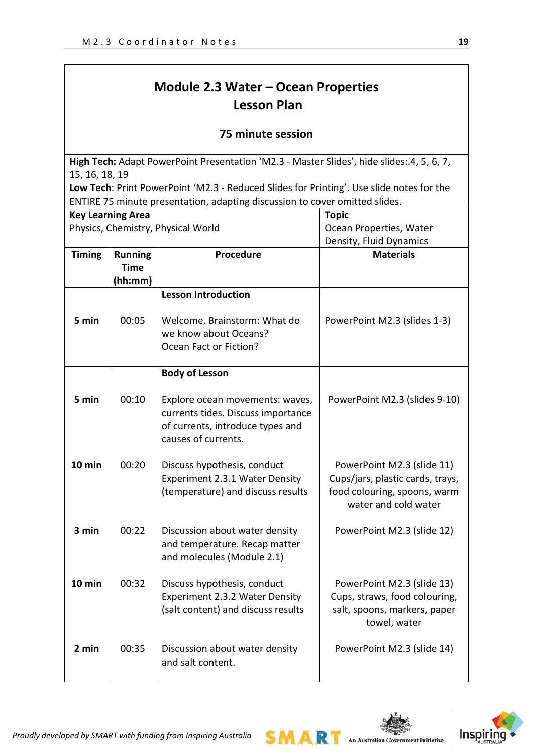# Module 2.3 Water – Ocean Properties
## Lesson Plan

**75 minute session**

**High Tech:** Adapt PowerPoint Presentation 'M2.3 - Master Slides', hide slides:.4, 5, 6, 7, 15, 16, 18, 19
**Low Tech**: Print PowerPoint 'M2.3 - Reduced Slides for Printing'. Use slide notes for the ENTIRE 75 minute presentation, adapting discussion to cover omitted slides.

| **Key Learning Area** | **Topic** |
|---|---|
| Physics, Chemistry, Physical World | Ocean Properties, Water Density, Fluid Dynamics |

| Timing | Running Time (hh:mm) | Procedure | Materials |
|---|---|---|---|
| | | **Lesson Introduction** | |
| 5 min | 00:05 | Welcome. Brainstorm: What do we know about Oceans? Ocean Fact or Fiction? | PowerPoint M2.3 (slides 1-3) |
| | | **Body of Lesson** | |
| 5 min | 00:10 | Explore ocean movements: waves, currents tides. Discuss importance of currents, introduce types and causes of currents. | PowerPoint M2.3 (slides 9-10) |
| 10 min | 00:20 | Discuss hypothesis, conduct Experiment 2.3.1 Water Density (temperature) and discuss results | PowerPoint M2.3 (slide 11) Cups/jars, plastic cards, trays, food colouring, spoons, warm water and cold water |
| 3 min | 00:22 | Discussion about water density and temperature. Recap matter and molecules (Module 2.1) | PowerPoint M2.3 (slide 12) |
| 10 min | 00:32 | Discuss hypothesis, conduct Experiment 2.3.2 Water Density (salt content) and discuss results | PowerPoint M2.3 (slide 13) Cups, straws, food colouring, salt, spoons, markers, paper towel, water |
| 2 min | 00:35 | Discussion about water density and salt content. | PowerPoint M2.3 (slide 14) |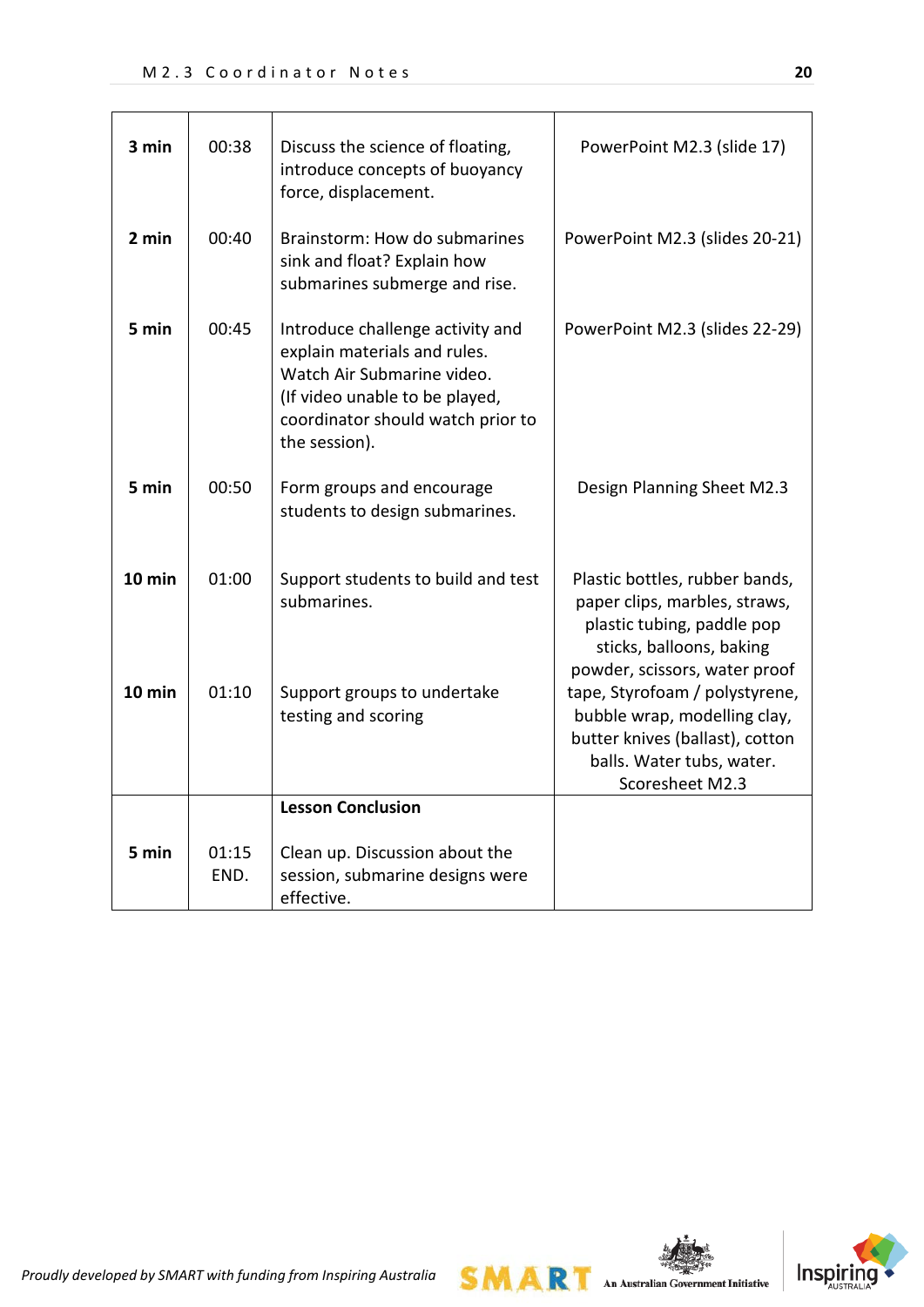| | | | |
|---|---|---|---|
| **3 min** | 00:38 | Discuss the science of floating, introduce concepts of buoyancy force, displacement. | PowerPoint M2.3 (slide 17) |
| **2 min** | 00:40 | Brainstorm: How do submarines sink and float? Explain how submarines submerge and rise. | PowerPoint M2.3 (slides 20-21) |
| **5 min** | 00:45 | Introduce challenge activity and explain materials and rules. Watch Air Submarine video. (If video unable to be played, coordinator should watch prior to the session). | PowerPoint M2.3 (slides 22-29) |
| **5 min** | 00:50 | Form groups and encourage students to design submarines. | Design Planning Sheet M2.3 |
| **10 min** | 01:00 | Support students to build and test submarines. | Plastic bottles, rubber bands, paper clips, marbles, straws, plastic tubing, paddle pop sticks, balloons, baking powder, scissors, water proof tape, Styrofoam / polystyrene, bubble wrap, modelling clay, butter knives (ballast), cotton balls. Water tubs, water. Scoresheet M2.3 |
| **10 min** | 01:10 | Support groups to undertake testing and scoring | |
| | | **Lesson Conclusion** | |
| **5 min** | 01:15 END. | Clean up. Discussion about the session, submarine designs were effective. | |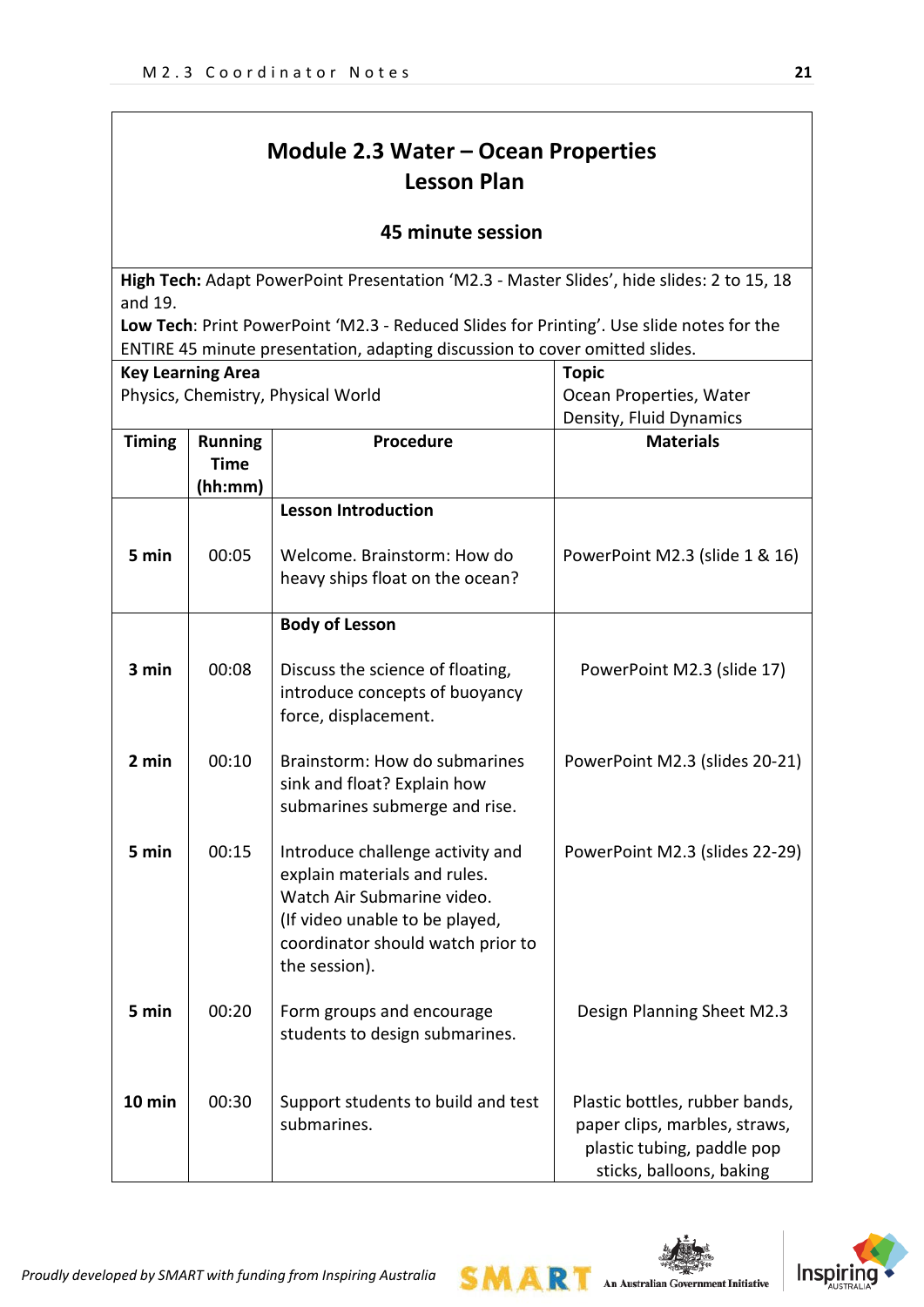# Module 2.3 Water – Ocean Properties
## Lesson Plan

### 45 minute session

**High Tech:** Adapt PowerPoint Presentation 'M2.3 - Master Slides', hide slides: 2 to 15, 18 and 19.
**Low Tech**: Print PowerPoint 'M2.3 - Reduced Slides for Printing'. Use slide notes for the ENTIRE 45 minute presentation, adapting discussion to cover omitted slides.

| **Key Learning Area** | **Topic** |
|---|---|
| Physics, Chemistry, Physical World | Ocean Properties, Water Density, Fluid Dynamics |

| Timing | Running Time (hh:mm) | Procedure | Materials |
|---|---|---|---|
| | | **Lesson Introduction** | |
| 5 min | 00:05 | Welcome. Brainstorm: How do heavy ships float on the ocean? | PowerPoint M2.3 (slide 1 & 16) |
| | | **Body of Lesson** | |
| 3 min | 00:08 | Discuss the science of floating, introduce concepts of buoyancy force, displacement. | PowerPoint M2.3 (slide 17) |
| 2 min | 00:10 | Brainstorm: How do submarines sink and float? Explain how submarines submerge and rise. | PowerPoint M2.3 (slides 20-21) |
| 5 min | 00:15 | Introduce challenge activity and explain materials and rules. Watch Air Submarine video. (If video unable to be played, coordinator should watch prior to the session). | PowerPoint M2.3 (slides 22-29) |
| 5 min | 00:20 | Form groups and encourage students to design submarines. | Design Planning Sheet M2.3 |
| 10 min | 00:30 | Support students to build and test submarines. | Plastic bottles, rubber bands, paper clips, marbles, straws, plastic tubing, paddle pop sticks, balloons, baking |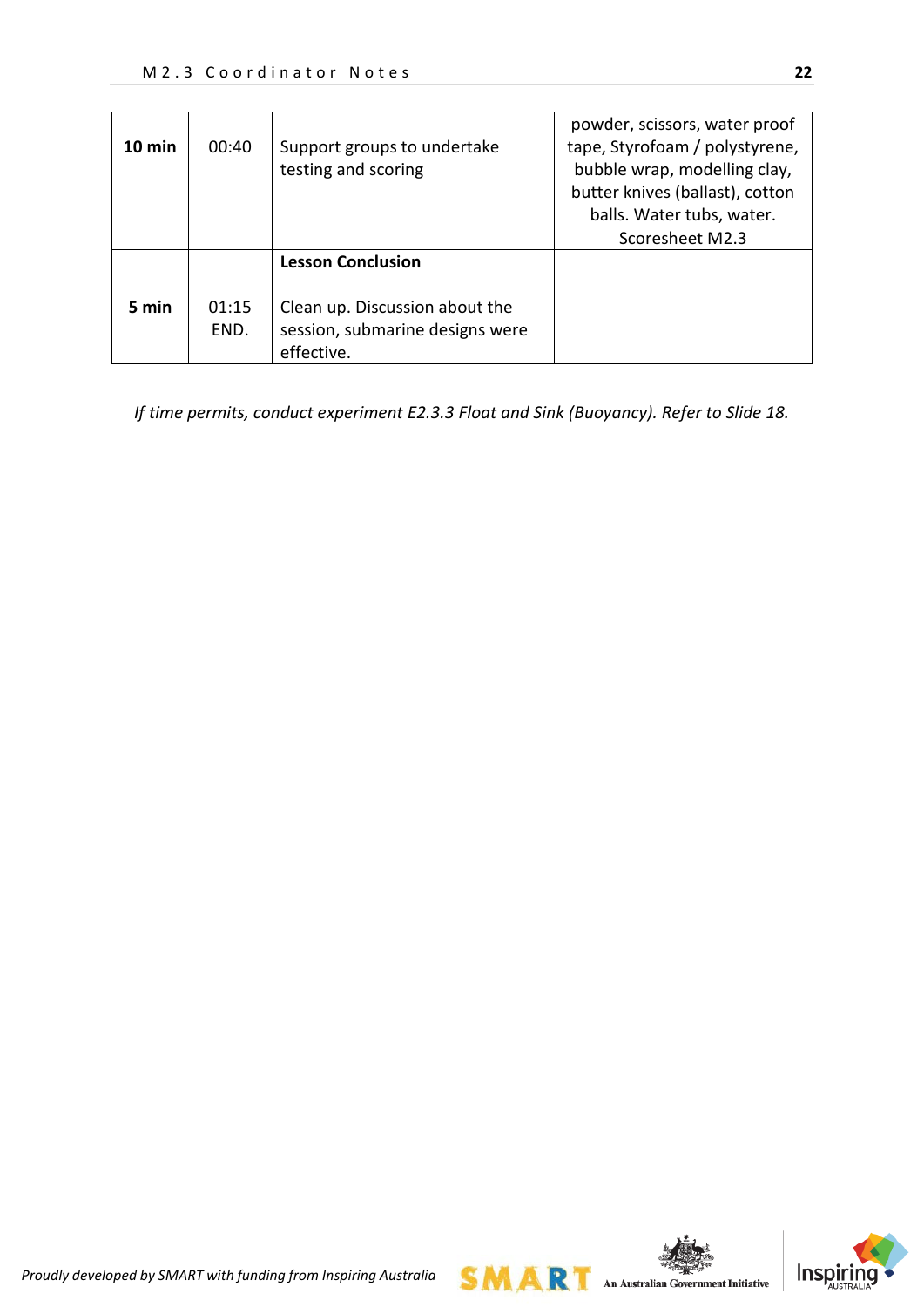| 10 min | 00:40 | Support groups to undertake testing and scoring | powder, scissors, water proof tape, Styrofoam / polystyrene, bubble wrap, modelling clay, butter knives (ballast), cotton balls. Water tubs, water. Scoresheet M2.3 |
|---|---|---|---|
| 5 min | 01:15 END. | **Lesson Conclusion**<br><br>Clean up. Discussion about the session, submarine designs were effective. | |

*If time permits, conduct experiment E2.3.3 Float and Sink (Buoyancy). Refer to Slide 18.*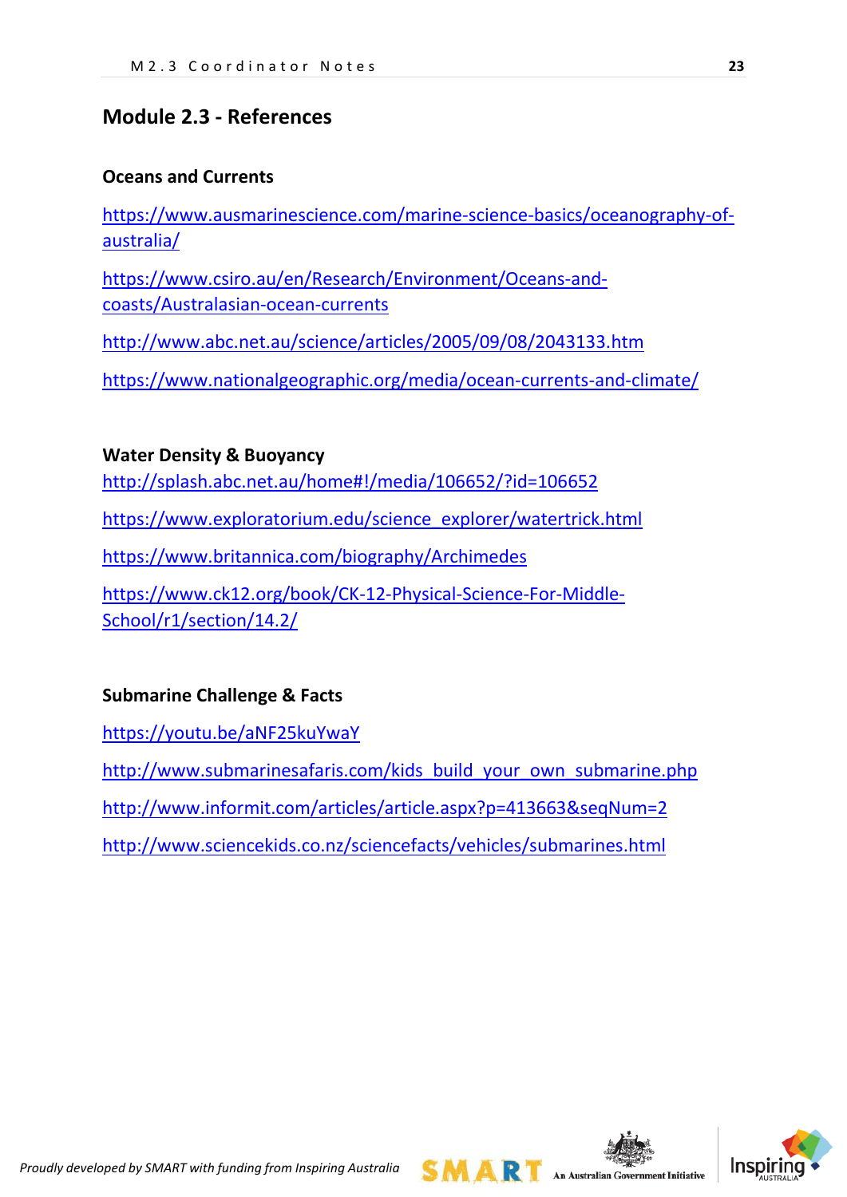## Module 2.3 - References

### Oceans and Currents

https://www.ausmarinescience.com/marine-science-basics/oceanography-of-australia/

https://www.csiro.au/en/Research/Environment/Oceans-and-coasts/Australasian-ocean-currents

http://www.abc.net.au/science/articles/2005/09/08/2043133.htm

https://www.nationalgeographic.org/media/ocean-currents-and-climate/

### Water Density & Buoyancy

http://splash.abc.net.au/home#!/media/106652/?id=106652

https://www.exploratorium.edu/science_explorer/watertrick.html

https://www.britannica.com/biography/Archimedes

https://www.ck12.org/book/CK-12-Physical-Science-For-Middle-School/r1/section/14.2/

### Submarine Challenge & Facts

https://youtu.be/aNF25kuYwaY

http://www.submarinesafaris.com/kids_build_your_own_submarine.php

http://www.informit.com/articles/article.aspx?p=413663&seqNum=2

http://www.sciencekids.co.nz/sciencefacts/vehicles/submarines.html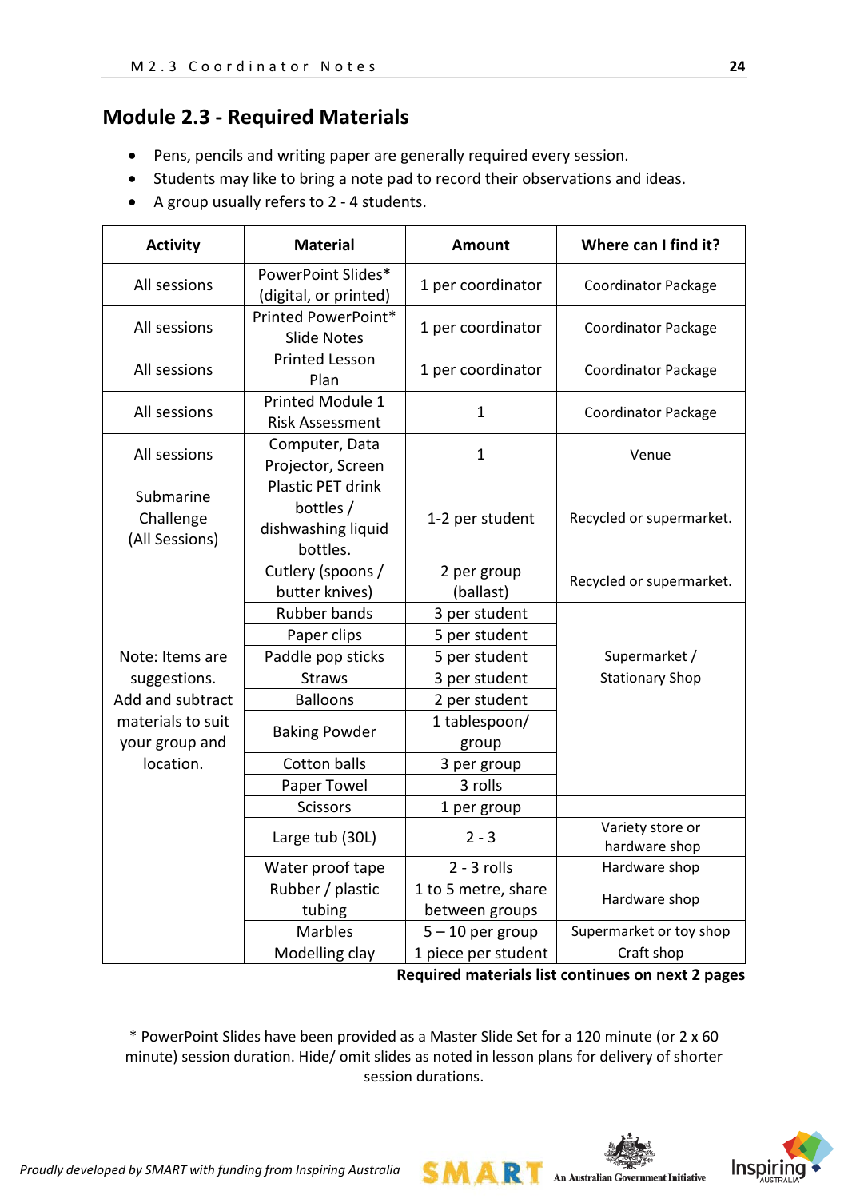## Module 2.3 - Required Materials

- Pens, pencils and writing paper are generally required every session.
- Students may like to bring a note pad to record their observations and ideas.
- A group usually refers to 2 - 4 students.

| Activity | Material | Amount | Where can I find it? |
|---|---|---|---|
| All sessions | PowerPoint Slides* (digital, or printed) | 1 per coordinator | Coordinator Package |
| All sessions | Printed PowerPoint* Slide Notes | 1 per coordinator | Coordinator Package |
| All sessions | Printed Lesson Plan | 1 per coordinator | Coordinator Package |
| All sessions | Printed Module 1 Risk Assessment | 1 | Coordinator Package |
| All sessions | Computer, Data Projector, Screen | 1 | Venue |
| Submarine Challenge (All Sessions) | Plastic PET drink bottles / dishwashing liquid bottles. | 1-2 per student | Recycled or supermarket. |
| | Cutlery (spoons / butter knives) | 2 per group (ballast) | Recycled or supermarket. |
| | Rubber bands | 3 per student | Supermarket / Stationary Shop |
| | Paper clips | 5 per student | |
| Note: Items are suggestions. Add and subtract materials to suit your group and location. | Paddle pop sticks | 5 per student | |
| | Straws | 3 per student | |
| | Balloons | 2 per student | |
| | Baking Powder | 1 tablespoon/ group | |
| | Cotton balls | 3 per group | |
| | Paper Towel | 3 rolls | |
| | Scissors | 1 per group | |
| | Large tub (30L) | 2 - 3 | Variety store or hardware shop |
| | Water proof tape | 2 - 3 rolls | Hardware shop |
| | Rubber / plastic tubing | 1 to 5 metre, share between groups | Hardware shop |
| | Marbles | 5 – 10 per group | Supermarket or toy shop |
| | Modelling clay | 1 piece per student | Craft shop |

**Required materials list continues on next 2 pages**

* PowerPoint Slides have been provided as a Master Slide Set for a 120 minute (or 2 x 60 minute) session duration. Hide/ omit slides as noted in lesson plans for delivery of shorter session durations.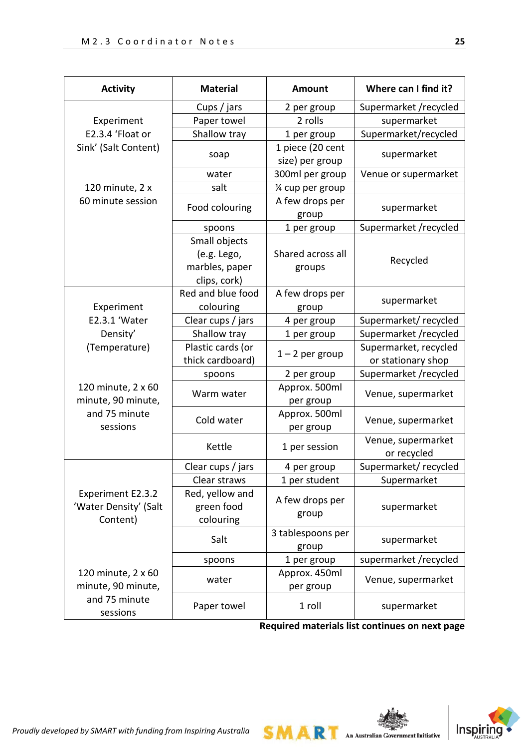| Activity | Material | Amount | Where can I find it? |
|---|---|---|---|
| Experiment E2.3.4 'Float or Sink' (Salt Content)<br><br>120 minute, 2 x 60 minute session | Cups / jars | 2 per group | Supermarket /recycled |
| | Paper towel | 2 rolls | supermarket |
| | Shallow tray | 1 per group | Supermarket/recycled |
| | soap | 1 piece (20 cent size) per group | supermarket |
| | water | 300ml per group | Venue or supermarket |
| | salt | ¼ cup per group | |
| | Food colouring | A few drops per group | supermarket |
| | spoons | 1 per group | Supermarket /recycled |
| | Small objects (e.g. Lego, marbles, paper clips, cork) | Shared across all groups | Recycled |
| Experiment E2.3.1 'Water Density' (Temperature)<br><br>120 minute, 2 x 60 minute, 90 minute, and 75 minute sessions | Red and blue food colouring | A few drops per group | supermarket |
| | Clear cups / jars | 4 per group | Supermarket/ recycled |
| | Shallow tray | 1 per group | Supermarket /recycled |
| | Plastic cards (or thick cardboard) | 1 – 2 per group | Supermarket, recycled or stationary shop |
| | spoons | 2 per group | Supermarket /recycled |
| | Warm water | Approx. 500ml per group | Venue, supermarket |
| | Cold water | Approx. 500ml per group | Venue, supermarket |
| | Kettle | 1 per session | Venue, supermarket or recycled |
| Experiment E2.3.2 'Water Density' (Salt Content)<br><br>120 minute, 2 x 60 minute, 90 minute, and 75 minute sessions | Clear cups / jars | 4 per group | Supermarket/ recycled |
| | Clear straws | 1 per student | Supermarket |
| | Red, yellow and green food colouring | A few drops per group | supermarket |
| | Salt | 3 tablespoons per group | supermarket |
| | spoons | 1 per group | supermarket /recycled |
| | water | Approx. 450ml per group | Venue, supermarket |
| | Paper towel | 1 roll | supermarket |

**Required materials list continues on next page**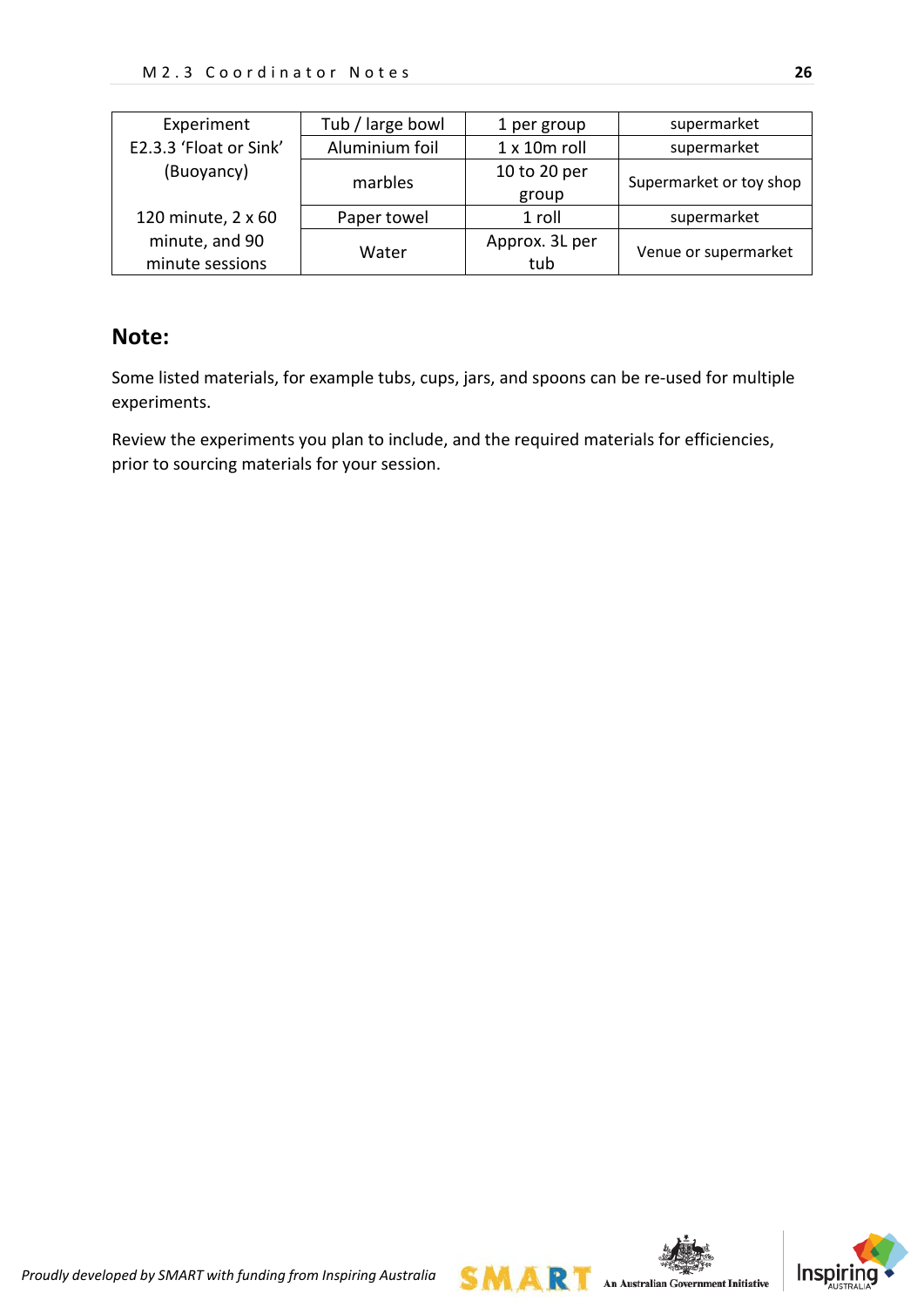| | | | |
|---|---|---|---|
| Experiment E2.3.3 'Float or Sink' (Buoyancy) 120 minute, 2 x 60 minute, and 90 minute sessions | Tub / large bowl | 1 per group | supermarket |
| | Aluminium foil | 1 x 10m roll | supermarket |
| | marbles | 10 to 20 per group | Supermarket or toy shop |
| | Paper towel | 1 roll | supermarket |
| | Water | Approx. 3L per tub | Venue or supermarket |

## Note:

Some listed materials, for example tubs, cups, jars, and spoons can be re-used for multiple experiments.

Review the experiments you plan to include, and the required materials for efficiencies, prior to sourcing materials for your session.